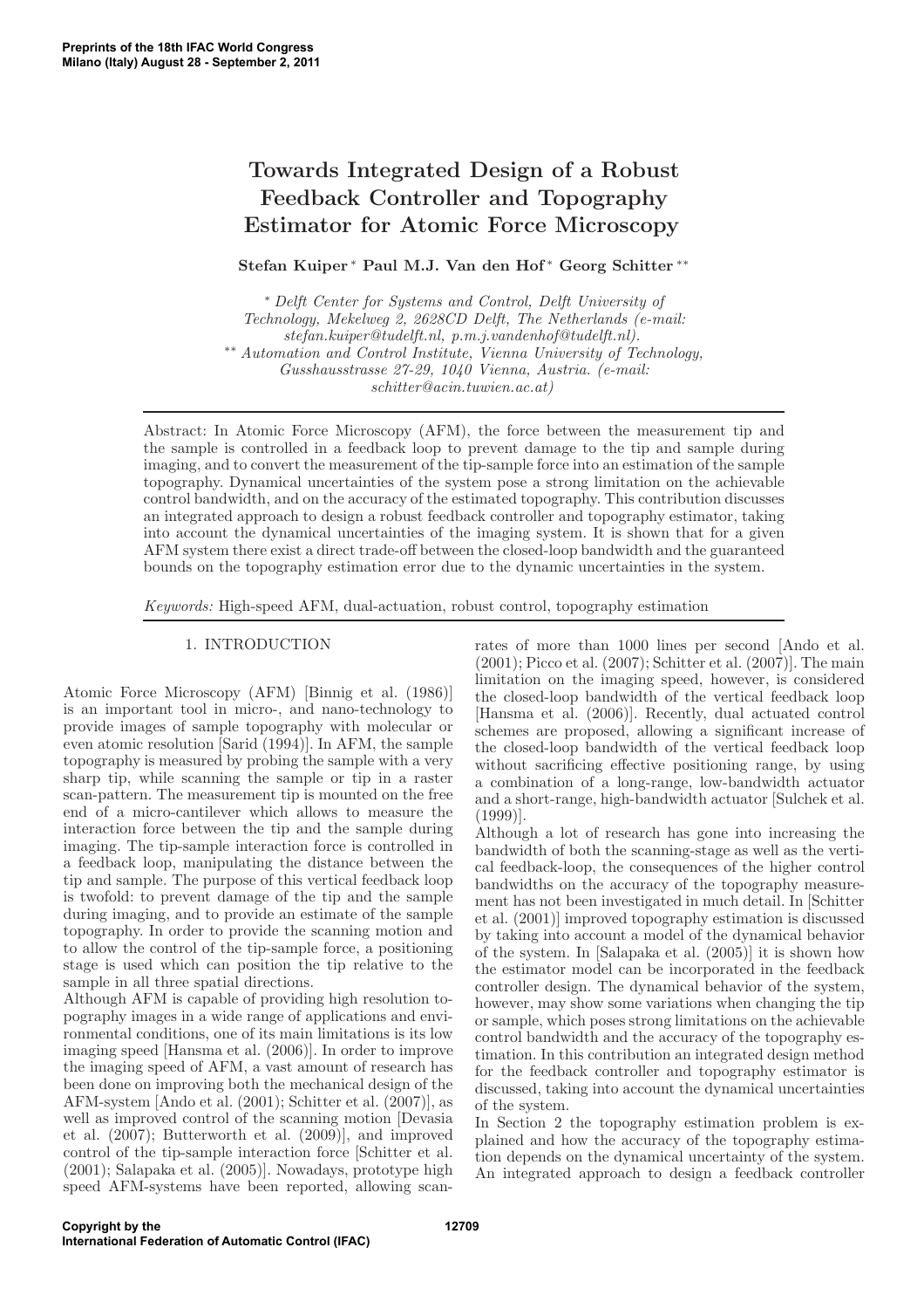# Towards Integrated Design of a Robust Feedback Controller and Topography Estimator for Atomic Force Microscopy

**Stefan Kuiper** * **Paul M.J. Van den Hof** * **Georg Schitter** **

\* *Delft Center for Systems and Control, Delft University of Technology, Mekelweg 2, 2628CD Delft, The Netherlands (e-mail: stefan.kuiper@tudelft.nl, p.m.j.vandenhof@tudelft.nl).*

\*\* *Automation and Control Institute, Vienna University of Technology, Gusshausstrasse 27-29, 1040 Vienna, Austria. (e-mail: schitter@acin.tuwien.ac.at)*

---

Abstract: In Atomic Force Microscopy (AFM), the force between the measurement tip and the sample is controlled in a feedback loop to prevent damage to the tip and sample during imaging, and to convert the measurement of the tip-sample force into an estimation of the sample topography. Dynamical uncertainties of the system pose a strong limitation on the achievable control bandwidth, and on the accuracy of the estimated topography. This contribution discusses an integrated approach to design a robust feedback controller and topography estimator, taking into account the dynamical uncertainties of the imaging system. It is shown that for a given AFM system there exist a direct trade-off between the closed-loop bandwidth and the guaranteed bounds on the topography estimation error due to the dynamic uncertainties in the system.

*Keywords:* High-speed AFM, dual-actuation, robust control, topography estimation

## 1. INTRODUCTION

Atomic Force Microscopy (AFM) [Binnig et al. (1986)] is an important tool in micro-, and nano-technology to provide images of sample topography with molecular or even atomic resolution [Sarid (1994)]. In AFM, the sample topography is measured by probing the sample with a very sharp tip, while scanning the sample or tip in a raster scan-pattern. The measurement tip is mounted on the free end of a micro-cantilever which allows to measure the interaction force between the tip and the sample during imaging. The tip-sample interaction force is controlled in a feedback loop, manipulating the distance between the tip and sample. The purpose of this vertical feedback loop is twofold: to prevent damage of the tip and the sample during imaging, and to provide an estimate of the sample topography. In order to provide the scanning motion and to allow the control of the tip-sample force, a positioning stage is used which can position the tip relative to the sample in all three spatial directions.

Although AFM is capable of providing high resolution topography images in a wide range of applications and environmental conditions, one of its main limitations is its low imaging speed [Hansma et al. (2006)]. In order to improve the imaging speed of AFM, a vast amount of research has been done on improving both the mechanical design of the AFM-system [Ando et al. (2001); Schitter et al. (2007)], as well as improved control of the scanning motion [Devasia et al. (2007); Butterworth et al. (2009)], and improved control of the tip-sample interaction force [Schitter et al. (2001); Salapaka et al. (2005)]. Nowadays, prototype high speed AFM-systems have been reported, allowing scan-rates of more than 1000 lines per second [Ando et al. (2001); Picco et al. (2007); Schitter et al. (2007)]. The main limitation on the imaging speed, however, is considered the closed-loop bandwidth of the vertical feedback loop [Hansma et al. (2006)]. Recently, dual actuated control schemes are proposed, allowing a significant increase of the closed-loop bandwidth of the vertical feedback loop without sacrificing effective positioning range, by using a combination of a long-range, low-bandwidth actuator and a short-range, high-bandwidth actuator [Sulchek et al. (1999)].

Although a lot of research has gone into increasing the bandwidth of both the scanning-stage as well as the vertical feedback-loop, the consequences of the higher control bandwidths on the accuracy of the topography measurement has not been investigated in much detail. In [Schitter et al. (2001)] improved topography estimation is discussed by taking into account a model of the dynamical behavior of the system. In [Salapaka et al. (2005)] it is shown how the estimator model can be incorporated in the feedback controller design. The dynamical behavior of the system, however, may show some variations when changing the tip or sample, which poses strong limitations on the achievable control bandwidth and the accuracy of the topography estimation. In this contribution an integrated design method for the feedback controller and topography estimator is discussed, taking into account the dynamical uncertainties of the system.

In Section 2 the topography estimation problem is explained and how the accuracy of the topography estimation depends on the dynamical uncertainty of the system. An integrated approach to design a feedback controller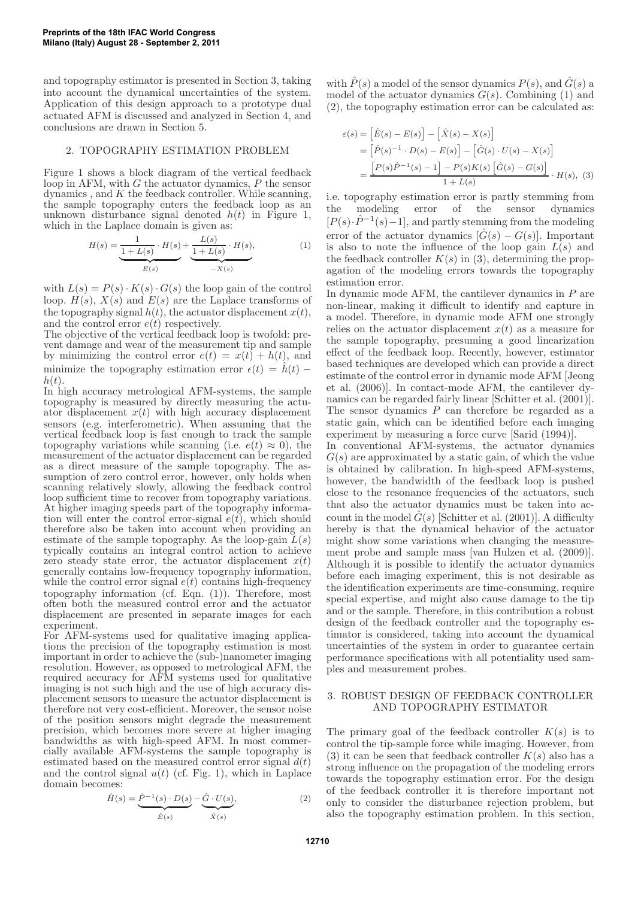and topography estimator is presented in Section 3, taking into account the dynamical uncertainties of the system. Application of this design approach to a prototype dual actuated AFM is discussed and analyzed in Section 4, and conclusions are drawn in Section 5.

## 2. TOPOGRAPHY ESTIMATION PROBLEM

Figure 1 shows a block diagram of the vertical feedback loop in AFM, with $G$ the actuator dynamics, $P$ the sensor dynamics , and $K$ the feedback controller. While scanning, the sample topography enters the feedback loop as an unknown disturbance signal denoted $h(t)$ in Figure 1, which in the Laplace domain is given as:

$$H(s) = \underbrace{\frac{1}{1+L(s)} \cdot H(s)}_{E(s)} + \underbrace{\frac{L(s)}{1+L(s)} \cdot H(s)}_{-X(s)}, \tag{1}$$

with $L(s) = P(s) \cdot K(s) \cdot G(s)$ the loop gain of the control loop. $H(s)$, $X(s)$ and $E(s)$ are the Laplace transforms of the topography signal $h(t)$, the actuator displacement $x(t)$, and the control error $e(t)$ respectively.

The objective of the vertical feedback loop is twofold: prevent damage and wear of the measurement tip and sample by minimizing the control error $e(t) = x(t) + h(t)$, and minimize the topography estimation error $\epsilon(t) = \hat{h}(t) - h(t)$.

In high accuracy metrological AFM-systems, the sample topography is measured by directly measuring the actuator displacement $x(t)$ with high accuracy displacement sensors (e.g. interferometric). When assuming that the vertical feedback loop is fast enough to track the sample topography variations while scanning (i.e. $e(t) \approx 0$), the measurement of the actuator displacement can be regarded as a direct measure of the sample topography. The assumption of zero control error, however, only holds when scanning relatively slowly, allowing the feedback control loop sufficient time to recover from topography variations. At higher imaging speeds part of the topography information will enter the control error-signal $e(t)$, which should therefore also be taken into account when providing an estimate of the sample topography. As the loop-gain $L(s)$ typically contains an integral control action to achieve zero steady state error, the actuator displacement $x(t)$ generally contains low-frequency topography information, while the control error signal $e(t)$ contains high-frequency topography information (cf. Eqn. (1)). Therefore, most often both the measured control error and the actuator displacement are presented in separate images for each experiment.

For AFM-systems used for qualitative imaging applications the precision of the topography estimation is most important in order to achieve the (sub-)nanometer imaging resolution. However, as opposed to metrological AFM, the required accuracy for AFM systems used for qualitative imaging is not such high and the use of high accuracy displacement sensors to measure the actuator displacement is therefore not very cost-efficient. Moreover, the sensor noise of the position sensors might degrade the measurement precision, which becomes more severe at higher imaging bandwidths as with high-speed AFM. In most commercially available AFM-systems the sample topography is estimated based on the measured control error signal $d(t)$ and the control signal $u(t)$ (cf. Fig. 1), which in Laplace domain becomes:

$$\hat{H}(s) = \underbrace{\hat{P}^{-1}(s) \cdot D(s)}_{\hat{E}(s)} - \underbrace{\hat{G} \cdot U(s)}_{\hat{X}(s)}, \tag{2}$$

with $\hat{P}(s)$ a model of the sensor dynamics $P(s)$, and $\hat{G}(s)$ a model of the actuator dynamics $G(s)$. Combining (1) and (2), the topography estimation error can be calculated as:

$$\begin{aligned}
\varepsilon(s) &= \left[\hat{E}(s) - E(s)\right] - \left[\hat{X}(s) - X(s)\right] \\
&= \left[\hat{P}(s)^{-1} \cdot D(s) - E(s)\right] - \left[\hat{G}(s) \cdot U(s) - X(s)\right] \\
&= \frac{\left[P(s)\hat{P}^{-1}(s) - 1\right] - P(s)K(s)\left[\hat{G}(s) - G(s)\right]}{1+L(s)} \cdot H(s), \quad (3)
\end{aligned}$$

i.e. topography estimation error is partly stemming from the modeling error of the sensor dynamics $[P(s) \cdot \hat{P}^{-1}(s) - 1]$, and partly stemming from the modeling error of the actuator dynamics $[\hat{G}(s) - G(s)]$. Important is also to note the influence of the loop gain $L(s)$ and the feedback controller $K(s)$ in (3), determining the propagation of the modeling errors towards the topography estimation error.

In dynamic mode AFM, the cantilever dynamics in $P$ are non-linear, making it difficult to identify and capture in a model. Therefore, in dynamic mode AFM one strongly relies on the actuator displacement $x(t)$ as a measure for the sample topography, presuming a good linearization effect of the feedback loop. Recently, however, estimator based techniques are developed which can provide a direct estimate of the control error in dynamic mode AFM [Jeong et al. (2006)]. In contact-mode AFM, the cantilever dynamics can be regarded fairly linear [Schitter et al. (2001)]. The sensor dynamics $P$ can therefore be regarded as a static gain, which can be identified before each imaging experiment by measuring a force curve [Sarid (1994)].

In conventional AFM-systems, the actuator dynamics $G(s)$ are approximated by a static gain, of which the value is obtained by calibration. In high-speed AFM-systems, however, the bandwidth of the feedback loop is pushed close to the resonance frequencies of the actuators, such that also the actuator dynamics must be taken into account in the model $\hat{G}(s)$ [Schitter et al. (2001)]. A difficulty hereby is that the dynamical behavior of the actuator might show some variations when changing the measurement probe and sample mass [van Hulzen et al. (2009)]. Although it is possible to identify the actuator dynamics before each imaging experiment, this is not desirable as the identification experiments are time-consuming, require special expertise, and might also cause damage to the tip and or the sample. Therefore, in this contribution a robust design of the feedback controller and the topography estimator is considered, taking into account the dynamical uncertainties of the system in order to guarantee certain performance specifications with all potentiality used samples and measurement probes.

## 3. ROBUST DESIGN OF FEEDBACK CONTROLLER AND TOPOGRAPHY ESTIMATOR

The primary goal of the feedback controller $K(s)$ is to control the tip-sample force while imaging. However, from (3) it can be seen that feedback controller $K(s)$ also has a strong influence on the propagation of the modeling errors towards the topography estimation error. For the design of the feedback controller it is therefore important not only to consider the disturbance rejection problem, but also the topography estimation problem. In this section,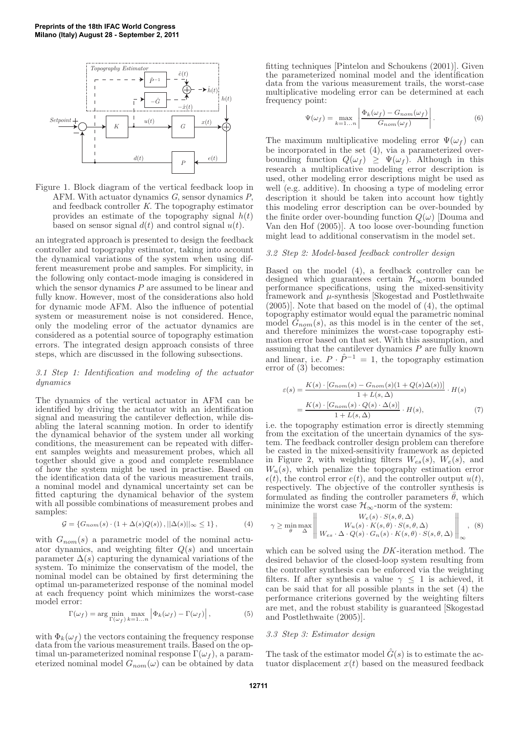Figure 1. Block diagram of the vertical feedback loop in AFM. With actuator dynamics $G$, sensor dynamics $P$, and feedback controller $K$. The topography estimator provides an estimate of the topography signal $h(t)$ based on sensor signal $d(t)$ and control signal $u(t)$.

an integrated approach is presented to design the feedback controller and topography estimator, taking into account the dynamical variations of the system when using different measurement probe and samples. For simplicity, in the following only contact-mode imaging is considered in which the sensor dynamics $P$ are assumed to be linear and fully know. However, most of the considerations also hold for dynamic mode AFM. Also the influence of potential system or measurement noise is not considered. Hence, only the modeling error of the actuator dynamics are considered as a potential source of topography estimation errors. The integrated design approach consists of three steps, which are discussed in the following subsections.

### 3.1 Step 1: Identification and modeling of the actuator dynamics

The dynamics of the vertical actuator in AFM can be identified by driving the actuator with an identification signal and measuring the cantilever deflection, while disabling the lateral scanning motion. In order to identify the dynamical behavior of the system under all working conditions, the measurement can be repeated with different samples weights and measurement probes, which all together should give a good and complete resemblance of how the system might be used in practise. Based on the identification data of the various measurement trails, a nominal model and dynamical uncertainty set can be fitted capturing the dynamical behavior of the system with all possible combinations of measurement probes and samples:

$$\mathcal{G} = \{G_{nom}(s) \cdot (1 + \Delta(s)Q(s)),||\Delta(s)||_{\infty} \leq 1\}, \tag{4}$$

with $G_{nom}(s)$ a parametric model of the nominal actuator dynamics, and weighting filter $Q(s)$ and uncertain parameter $\Delta(s)$ capturing the dynamical variations of the system. To minimize the conservatism of the model, the nominal model can be obtained by first determining the optimal un-parameterized response of the nominal model at each frequency point which minimizes the worst-case model error:

$$\Gamma(\omega_f) = \arg\min_{\Gamma(\omega_f)} \max_{k=1\ldots n} \left|\Phi_k(\omega_f) - \Gamma(\omega_f)\right|, \tag{5}$$

with $\Phi_k(\omega_f)$ the vectors containing the frequency response data from the various measurement trails. Based on the optimal un-parameterized nominal response $\Gamma(\omega_f)$, a parameterized nominal model $G_{nom}(\omega)$ can be obtained by data fitting techniques [Pintelon and Schoukens (2001)]. Given the parameterized nominal model and the identification data from the various measurement trails, the worst-case multiplicative modeling error can be determined at each frequency point:

$$\Psi(\omega_f) = \max_{k=1\ldots n} \left|\frac{\Phi_k(\omega_f) - G_{nom}(\omega_f)}{G_{nom}(\omega_f)}\right|. \tag{6}$$

The maximum multiplicative modeling error $\Psi(\omega_f)$ can be incorporated in the set (4), via a parameterized overbounding function $Q(\omega_f) \geq \Psi(\omega_f)$. Although in this research a multiplicative modeling error description is used, other modeling error descriptions might be used as well (e.g. additive). In choosing a type of modeling error description it should be taken into account how tightly this modeling error description can be over-bounded by the finite order over-bounding function $Q(\omega)$ [Douma and Van den Hof (2005)]. A too loose over-bounding function might lead to additional conservatism in the model set.

### 3.2 Step 2: Model-based feedback controller design

Based on the model (4), a feedback controller can be designed which guarantees certain $\mathcal{H}_\infty$-norm bounded performance specifications, using the mixed-sensitivity framework and $\mu$-synthesis [Skogestad and Postlethwaite (2005)]. Note that based on the model of (4), the optimal topography estimator would equal the parametric nominal model $G_{nom}(s)$, as this model is in the center of the set, and therefore minimizes the worst-case topography estimation error based on that set. With this assumption, and assuming that the cantilever dynamics $P$ are fully known and linear, i.e. $P \cdot \hat{P}^{-1} = 1$, the topography estimation error of (3) becomes:

$$\begin{aligned}\varepsilon(s) &= \frac{K(s) \cdot [G_{nom}(s) - G_{nom}(s)(1 + Q(s)\Delta(s))]}{1 + L(s,\Delta)} \cdot H(s) \\ &= \frac{K(s) \cdot [G_{nom}(s) \cdot Q(s) \cdot \Delta(s)]}{1 + L(s,\Delta)} \cdot H(s),\end{aligned} \tag{7}$$

i.e. the topography estimation error is directly stemming from the excitation of the uncertain dynamics of the system. The feedback controller design problem can therefore be casted in the mixed-sensitivity framework as depicted in Figure 2, with weighting filters $W_{es}(s)$, $W_e(s)$, and $W_u(s)$, which penalize the topography estimation error $\epsilon(t)$, the control error $e(t)$, and the controller output $u(t)$, respectively. The objective of the controller synthesis is formulated as finding the controller parameters $\bar{\theta}$, which minimize the worst case $\mathcal{H}_\infty$-norm of the system:

$$\gamma \geq \min_{\theta} \max_{\Delta} \left\| \begin{matrix} W_e(s) \cdot S(s,\theta,\Delta) \\ W_u(s) \cdot K(s,\theta) \cdot S(s,\theta,\Delta) \\ W_{es} \cdot \Delta \cdot Q(s) \cdot G_n(s) \cdot K(s,\theta) \cdot S(s,\theta,\Delta) \end{matrix} \right\|_{\infty}, \tag{8}$$

which can be solved using the $DK$-iteration method. The desired behavior of the closed-loop system resulting from the controller synthesis can be enforced via the weighting filters. If after synthesis a value $\gamma \leq 1$ is achieved, it can be said that for all possible plants in the set (4) the performance criterions governed by the weighting filters are met, and the robust stability is guaranteed [Skogestad and Postlethwaite (2005)].

### 3.3 Step 3: Estimator design

The task of the estimator model $\hat{G}(s)$ is to estimate the actuator displacement $x(t)$ based on the measured feedback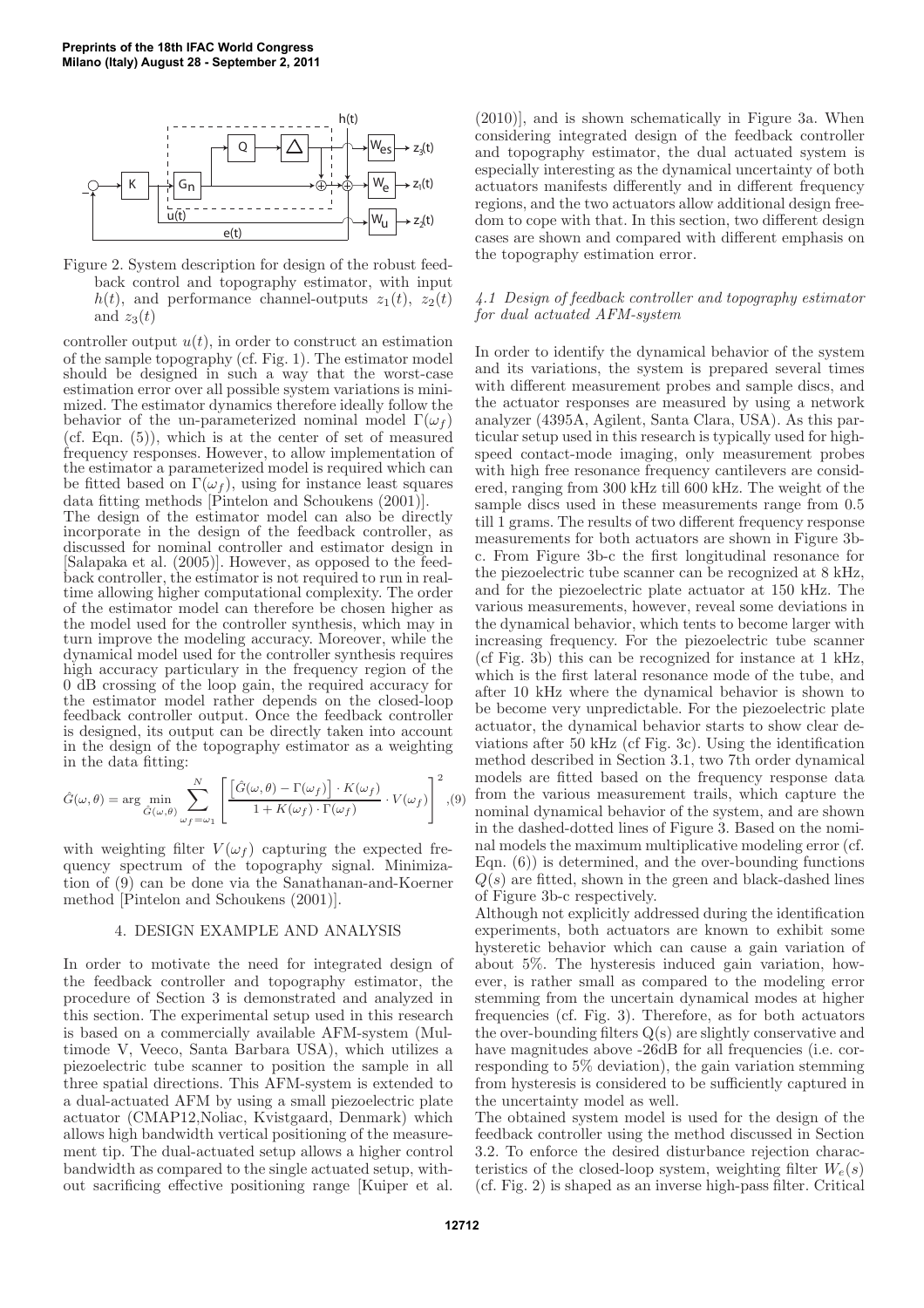Figure 2. System description for design of the robust feedback control and topography estimator, with input $h(t)$, and performance channel-outputs $z_1(t)$, $z_2(t)$ and $z_3(t)$

controller output $u(t)$, in order to construct an estimation of the sample topography (cf. Fig. 1). The estimator model should be designed in such a way that the worst-case estimation error over all possible system variations is minimized. The estimator dynamics therefore ideally follow the behavior of the un-parameterized nominal model $\Gamma(\omega_f)$ (cf. Eqn. (5)), which is at the center of set of measured frequency responses. However, to allow implementation of the estimator a parameterized model is required which can be fitted based on $\Gamma(\omega_f)$, using for instance least squares data fitting methods [Pintelon and Schoukens (2001)].

The design of the estimator model can also be directly incorporate in the design of the feedback controller, as discussed for nominal controller and estimator design in [Salapaka et al. (2005)]. However, as opposed to the feedback controller, the estimator is not required to run in real-time allowing higher computational complexity. The order of the estimator model can therefore be chosen higher as the model used for the controller synthesis, which may in turn improve the modeling accuracy. Moreover, while the dynamical model used for the controller synthesis requires high accuracy particulary in the frequency region of the 0 dB crossing of the loop gain, the required accuracy for the estimator model rather depends on the closed-loop feedback controller output. Once the feedback controller is designed, its output can be directly taken into account in the design of the topography estimator as a weighting in the data fitting:

$$\hat{G}(\omega,\theta) = \arg \min_{\hat{G}(\omega,\theta)} \sum_{\omega_f=\omega_1}^{N} \left[ \frac{\left[\hat{G}(\omega,\theta) - \Gamma(\omega_f)\right] \cdot K(\omega_f)}{1 + K(\omega_f) \cdot \Gamma(\omega_f)} \cdot V(\omega_f) \right]^2, \quad (9)$$

with weighting filter $V(\omega_f)$ capturing the expected frequency spectrum of the topography signal. Minimization of (9) can be done via the Sanathanan-and-Koerner method [Pintelon and Schoukens (2001)].

## 4. DESIGN EXAMPLE AND ANALYSIS

In order to motivate the need for integrated design of the feedback controller and topography estimator, the procedure of Section 3 is demonstrated and analyzed in this section. The experimental setup used in this research is based on a commercially available AFM-system (Multimode V, Veeco, Santa Barbara USA), which utilizes a piezoelectric tube scanner to position the sample in all three spatial directions. This AFM-system is extended to a dual-actuated AFM by using a small piezoelectric plate actuator (CMAP12,Noliac, Kvistgaard, Denmark) which allows high bandwidth vertical positioning of the measurement tip. The dual-actuated setup allows a higher control bandwidth as compared to the single actuated setup, without sacrificing effective positioning range [Kuiper et al. (2010)], and is shown schematically in Figure 3a. When considering integrated design of the feedback controller and topography estimator, the dual actuated system is especially interesting as the dynamical uncertainty of both actuators manifests differently and in different frequency regions, and the two actuators allow additional design freedom to cope with that. In this section, two different design cases are shown and compared with different emphasis on the topography estimation error.

### *4.1 Design of feedback controller and topography estimator for dual actuated AFM-system*

In order to identify the dynamical behavior of the system and its variations, the system is prepared several times with different measurement probes and sample discs, and the actuator responses are measured by using a network analyzer (4395A, Agilent, Santa Clara, USA). As this particular setup used in this research is typically used for high-speed contact-mode imaging, only measurement probes with high free resonance frequency cantilevers are considered, ranging from 300 kHz till 600 kHz. The weight of the sample discs used in these measurements range from 0.5 till 1 grams. The results of two different frequency response measurements for both actuators are shown in Figure 3b-c. From Figure 3b-c the first longitudinal resonance for the piezoelectric tube scanner can be recognized at 8 kHz, and for the piezoelectric plate actuator at 150 kHz. The various measurements, however, reveal some deviations in the dynamical behavior, which tents to become larger with increasing frequency. For the piezoelectric tube scanner (cf Fig. 3b) this can be recognized for instance at 1 kHz, which is the first lateral resonance mode of the tube, and after 10 kHz where the dynamical behavior is shown to be become very unpredictable. For the piezoelectric plate actuator, the dynamical behavior starts to show clear deviations after 50 kHz (cf Fig. 3c). Using the identification method described in Section 3.1, two 7th order dynamical models are fitted based on the frequency response data from the various measurement trails, which capture the nominal dynamical behavior of the system, and are shown in the dashed-dotted lines of Figure 3. Based on the nominal models the maximum multiplicative modeling error (cf. Eqn. (6)) is determined, and the over-bounding functions $Q(s)$ are fitted, shown in the green and black-dashed lines of Figure 3b-c respectively.

Although not explicitly addressed during the identification experiments, both actuators are known to exhibit some hysteretic behavior which can cause a gain variation of about 5%. The hysteresis induced gain variation, however, is rather small as compared to the modeling error stemming from the uncertain dynamical modes at higher frequencies (cf. Fig. 3). Therefore, as for both actuators the over-bounding filters Q(s) are slightly conservative and have magnitudes above -26dB for all frequencies (i.e. corresponding to 5% deviation), the gain variation stemming from hysteresis is considered to be sufficiently captured in the uncertainty model as well.

The obtained system model is used for the design of the feedback controller using the method discussed in Section 3.2. To enforce the desired disturbance rejection characteristics of the closed-loop system, weighting filter $W_e(s)$ (cf. Fig. 2) is shaped as an inverse high-pass filter. Critical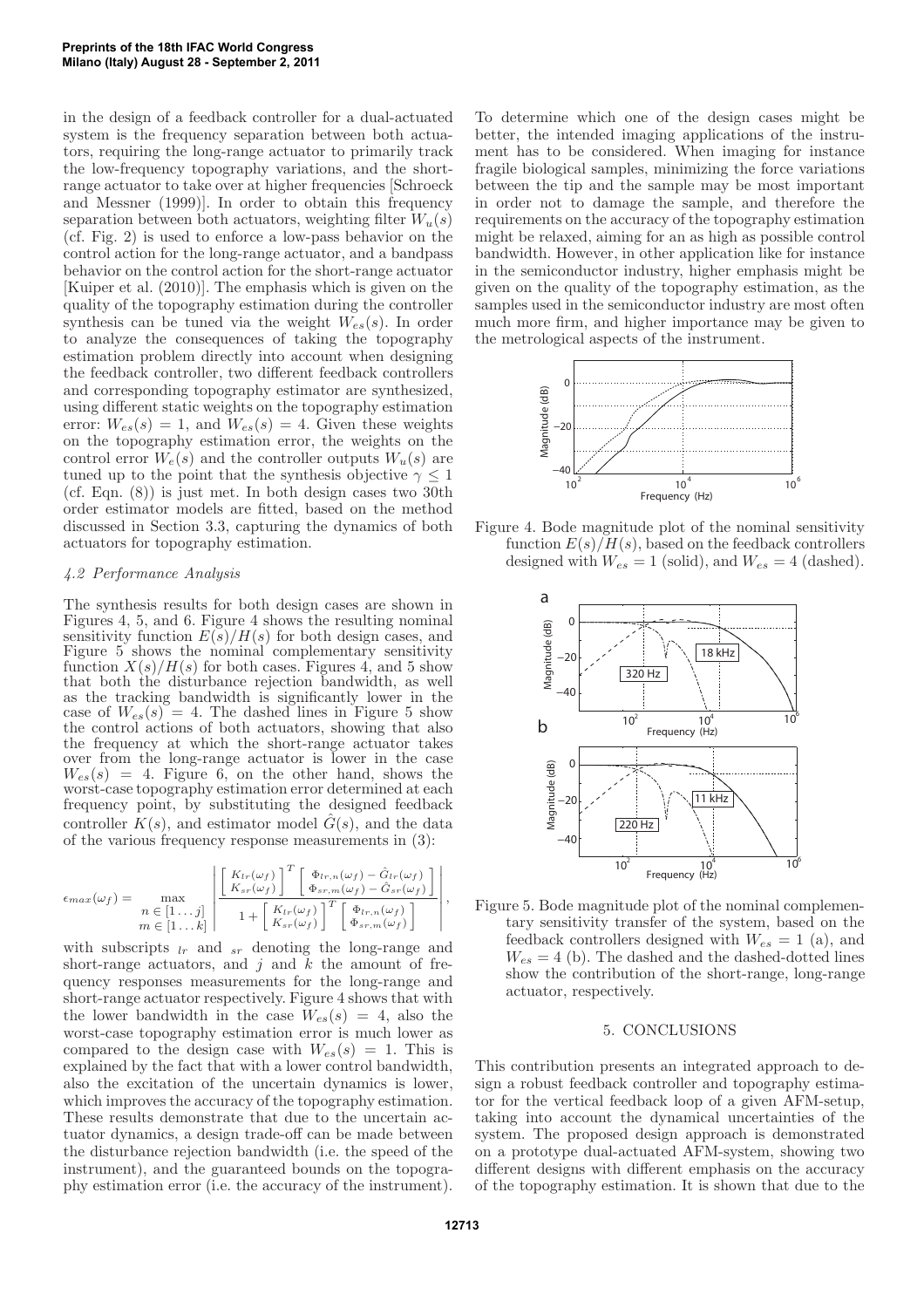in the design of a feedback controller for a dual-actuated system is the frequency separation between both actuators, requiring the long-range actuator to primarily track the low-frequency topography variations, and the short-range actuator to take over at higher frequencies [Schroeck and Messner (1999)]. In order to obtain this frequency separation between both actuators, weighting filter $W_u(s)$ (cf. Fig. 2) is used to enforce a low-pass behavior on the control action for the long-range actuator, and a bandpass behavior on the control action for the short-range actuator [Kuiper et al. (2010)]. The emphasis which is given on the quality of the topography estimation during the controller synthesis can be tuned via the weight $W_{es}(s)$. In order to analyze the consequences of taking the topography estimation problem directly into account when designing the feedback controller, two different feedback controllers and corresponding topography estimator are synthesized, using different static weights on the topography estimation error: $W_{es}(s) = 1$, and $W_{es}(s) = 4$. Given these weights on the topography estimation error, the weights on the control error $W_e(s)$ and the controller outputs $W_u(s)$ are tuned up to the point that the synthesis objective $\gamma \leq 1$ (cf. Eqn. (8)) is just met. In both design cases two 30th order estimator models are fitted, based on the method discussed in Section 3.3, capturing the dynamics of both actuators for topography estimation.

### *4.2 Performance Analysis*

The synthesis results for both design cases are shown in Figures 4, 5, and 6. Figure 4 shows the resulting nominal sensitivity function $E(s)/H(s)$ for both design cases, and Figure 5 shows the nominal complementary sensitivity function $X(s)/H(s)$ for both cases. Figures 4, and 5 show that both the disturbance rejection bandwidth, as well as the tracking bandwidth is significantly lower in the case of $W_{es}(s) = 4$. The dashed lines in Figure 5 show the control actions of both actuators, showing that also the frequency at which the short-range actuator takes over from the long-range actuator is lower in the case $W_{es}(s) = 4$. Figure 6, on the other hand, shows the worst-case topography estimation error determined at each frequency point, by substituting the designed feedback controller $K(s)$, and estimator model $\hat{G}(s)$, and the data of the various frequency response measurements in (3):

$$\epsilon_{max}(\omega_f) = \max_{\substack{n \in [1 \dots j] \\ m \in [1 \dots k]}} \left| \frac{\begin{bmatrix} K_{lr}(\omega_f) \\ K_{sr}(\omega_f) \end{bmatrix}^T \begin{bmatrix} \Phi_{lr,n}(\omega_f) - \hat{G}_{lr}(\omega_f) \\ \Phi_{sr,m}(\omega_f) - \hat{G}_{sr}(\omega_f) \end{bmatrix}}{1 + \begin{bmatrix} K_{lr}(\omega_f) \\ K_{sr}(\omega_f) \end{bmatrix}^T \begin{bmatrix} \Phi_{lr,n}(\omega_f) \\ \Phi_{sr,m}(\omega_f) \end{bmatrix}} \right|,$$

with subscripts $_{lr}$ and $_{sr}$ denoting the long-range and short-range actuators, and $j$ and $k$ the amount of frequency responses measurements for the long-range and short-range actuator respectively. Figure 4 shows that with the lower bandwidth in the case $W_{es}(s) = 4$, also the worst-case topography estimation error is much lower as compared to the design case with $W_{es}(s) = 1$. This is explained by the fact that with a lower control bandwidth, also the excitation of the uncertain dynamics is lower, which improves the accuracy of the topography estimation. These results demonstrate that due to the uncertain actuator dynamics, a design trade-off can be made between the disturbance rejection bandwidth (i.e. the speed of the instrument), and the guaranteed bounds on the topography estimation error (i.e. the accuracy of the instrument).

To determine which one of the design cases might be better, the intended imaging applications of the instrument has to be considered. When imaging for instance fragile biological samples, minimizing the force variations between the tip and the sample may be most important in order not to damage the sample, and therefore the requirements on the accuracy of the topography estimation might be relaxed, aiming for an as high as possible control bandwidth. However, in other application like for instance in the semiconductor industry, higher emphasis might be given on the quality of the topography estimation, as the samples used in the semiconductor industry are most often much more firm, and higher importance may be given to the metrological aspects of the instrument.

Figure 4. Bode magnitude plot of the nominal sensitivity function $E(s)/H(s)$, based on the feedback controllers designed with $W_{es} = 1$ (solid), and $W_{es} = 4$ (dashed).

Figure 5. Bode magnitude plot of the nominal complementary sensitivity transfer of the system, based on the feedback controllers designed with $W_{es} = 1$ (a), and $W_{es} = 4$ (b). The dashed and the dashed-dotted lines show the contribution of the short-range, long-range actuator, respectively.

## 5. CONCLUSIONS

This contribution presents an integrated approach to design a robust feedback controller and topography estimator for the vertical feedback loop of a given AFM-setup, taking into account the dynamical uncertainties of the system. The proposed design approach is demonstrated on a prototype dual-actuated AFM-system, showing two different designs with different emphasis on the accuracy of the topography estimation. It is shown that due to the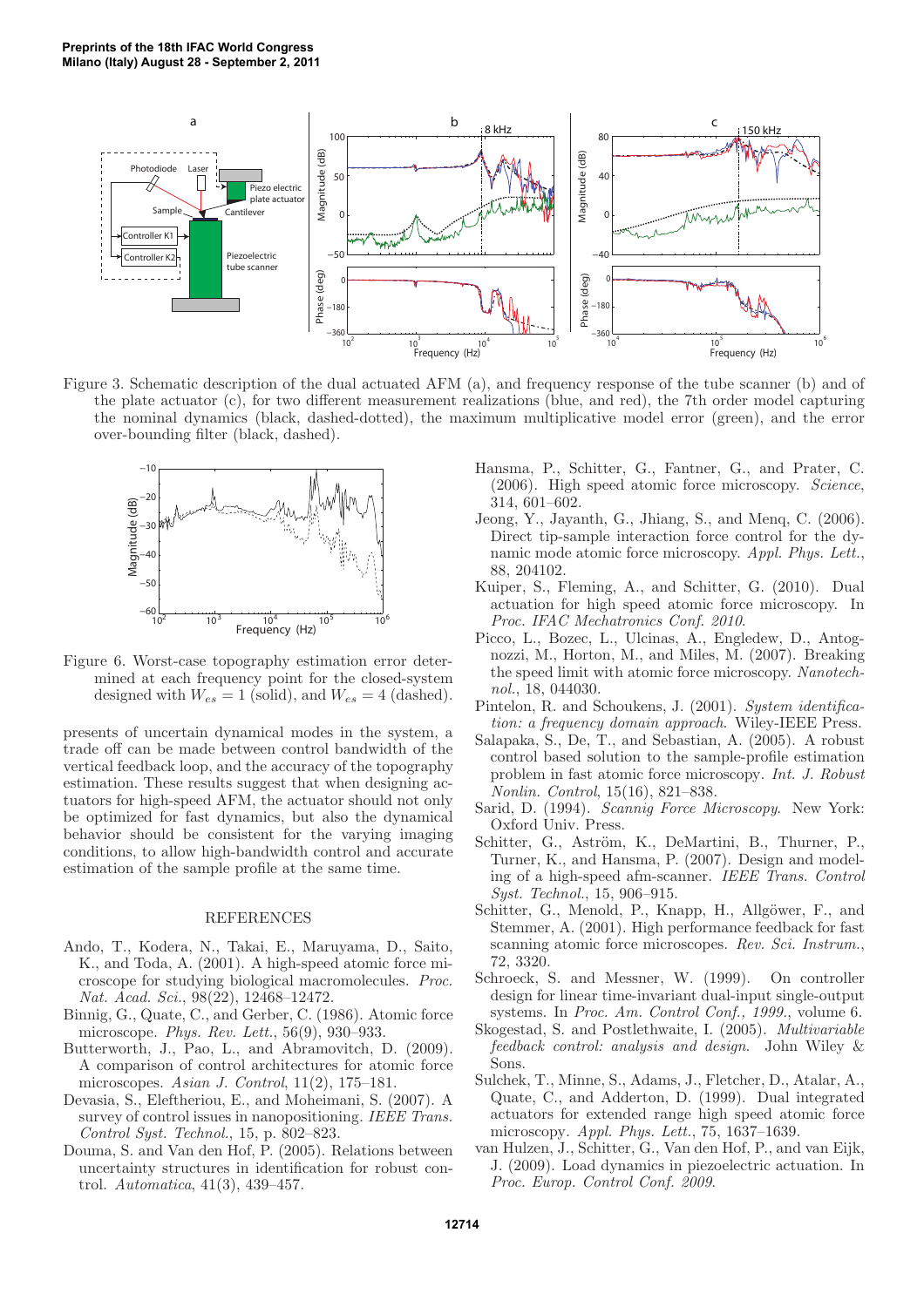a

Photodiode Laser

Piezo electric plate actuator

Sample

Cantilever

Controller K1

Controller K2

Piezoelectric tube scanner

b

8 kHz

Magnitude (dB)

100

50

0

−50

Phase (deg)

0

−180

−360

$10^2$ $10^3$ $10^4$ $10^5$

Frequency (Hz)

c

150 kHz

Magnitude (dB)

80

40

0

−40

Phase (deg)

0

−180

−360

$10^4$ $10^5$ $10^6$

Frequency (Hz)

Figure 3. Schematic description of the dual actuated AFM (a), and frequency response of the tube scanner (b) and of the plate actuator (c), for two different measurement realizations (blue, and red), the 7th order model capturing the nominal dynamics (black, dashed-dotted), the maximum multiplicative model error (green), and the error over-bounding filter (black, dashed).

Magnitude (dB)

−10

−20

−30

−40

−50

−60

$10^2$ $10^3$ $10^4$ $10^5$ $10^6$

Frequency (Hz)

Figure 6. Worst-case topography estimation error determined at each frequency point for the closed-system designed with $W_{es} = 1$ (solid), and $W_{es} = 4$ (dashed).

presents of uncertain dynamical modes in the system, a trade off can be made between control bandwidth of the vertical feedback loop, and the accuracy of the topography estimation. These results suggest that when designing actuators for high-speed AFM, the actuator should not only be optimized for fast dynamics, but also the dynamical behavior should be consistent for the varying imaging conditions, to allow high-bandwidth control and accurate estimation of the sample profile at the same time.

## REFERENCES

Ando, T., Kodera, N., Takai, E., Maruyama, D., Saito, K., and Toda, A. (2001). A high-speed atomic force microscope for studying biological macromolecules. *Proc. Nat. Acad. Sci.*, 98(22), 12468–12472.

Binnig, G., Quate, C., and Gerber, C. (1986). Atomic force microscope. *Phys. Rev. Lett.*, 56(9), 930–933.

Butterworth, J., Pao, L., and Abramovitch, D. (2009). A comparison of control architectures for atomic force microscopes. *Asian J. Control*, 11(2), 175–181.

Devasia, S., Eleftheriou, E., and Moheimani, S. (2007). A survey of control issues in nanopositioning. *IEEE Trans. Control Syst. Technol.*, 15, p. 802–823.

Douma, S. and Van den Hof, P. (2005). Relations between uncertainty structures in identification for robust control. *Automatica*, 41(3), 439–457.

Hansma, P., Schitter, G., Fantner, G., and Prater, C. (2006). High speed atomic force microscopy. *Science*, 314, 601–602.

Jeong, Y., Jayanth, G., Jhiang, S., and Menq, C. (2006). Direct tip-sample interaction force control for the dynamic mode atomic force microscopy. *Appl. Phys. Lett.*, 88, 204102.

Kuiper, S., Fleming, A., and Schitter, G. (2010). Dual actuation for high speed atomic force microscopy. In *Proc. IFAC Mechatronics Conf. 2010*.

Picco, L., Bozec, L., Ulcinas, A., Engledew, D., Antognozzi, M., Horton, M., and Miles, M. (2007). Breaking the speed limit with atomic force microscopy. *Nanotechnol.*, 18, 044030.

Pintelon, R. and Schoukens, J. (2001). *System identification: a frequency domain approach*. Wiley-IEEE Press.

Salapaka, S., De, T., and Sebastian, A. (2005). A robust control based solution to the sample-profile estimation problem in fast atomic force microscopy. *Int. J. Robust Nonlin. Control*, 15(16), 821–838.

Sarid, D. (1994). *Scannig Force Microscopy*. New York: Oxford Univ. Press.

Schitter, G., Aström, K., DeMartini, B., Thurner, P., Turner, K., and Hansma, P. (2007). Design and modeling of a high-speed afm-scanner. *IEEE Trans. Control Syst. Technol.*, 15, 906–915.

Schitter, G., Menold, P., Knapp, H., Allgöwer, F., and Stemmer, A. (2001). High performance feedback for fast scanning atomic force microscopes. *Rev. Sci. Instrum.*, 72, 3320.

Schroeck, S. and Messner, W. (1999). On controller design for linear time-invariant dual-input single-output systems. In *Proc. Am. Control Conf., 1999.*, volume 6.

Skogestad, S. and Postlethwaite, I. (2005). *Multivariable feedback control: analysis and design*. John Wiley & Sons.

Sulchek, T., Minne, S., Adams, J., Fletcher, D., Atalar, A., Quate, C., and Adderton, D. (1999). Dual integrated actuators for extended range high speed atomic force microscopy. *Appl. Phys. Lett.*, 75, 1637–1639.

van Hulzen, J., Schitter, G., Van den Hof, P., and van Eijk, J. (2009). Load dynamics in piezoelectric actuation. In *Proc. Europ. Control Conf. 2009*.